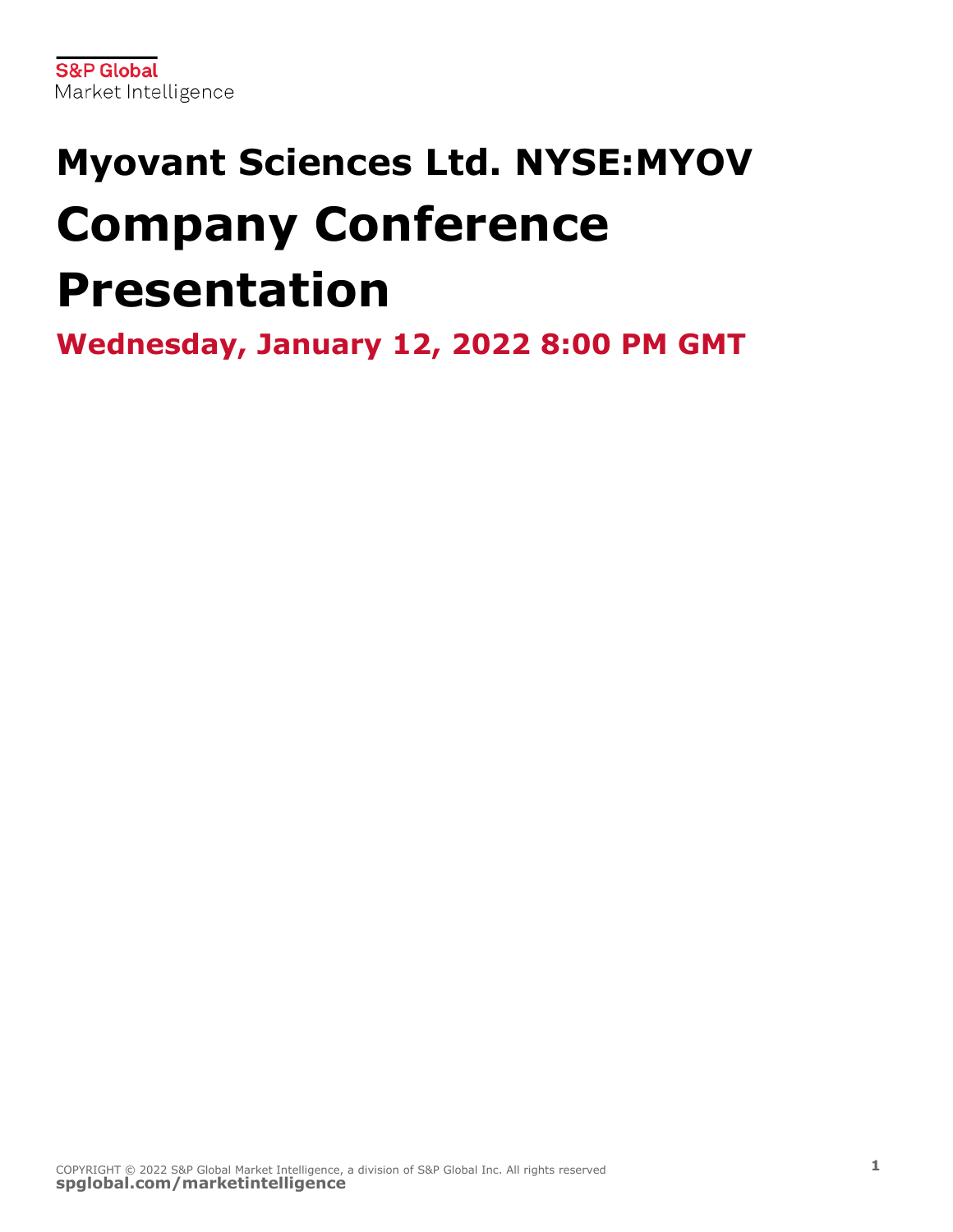S&P Global
Market Intelligence

# Myovant Sciences Ltd. NYSE:MYOV

# Company Conference Presentation

## Wednesday, January 12, 2022 8:00 PM GMT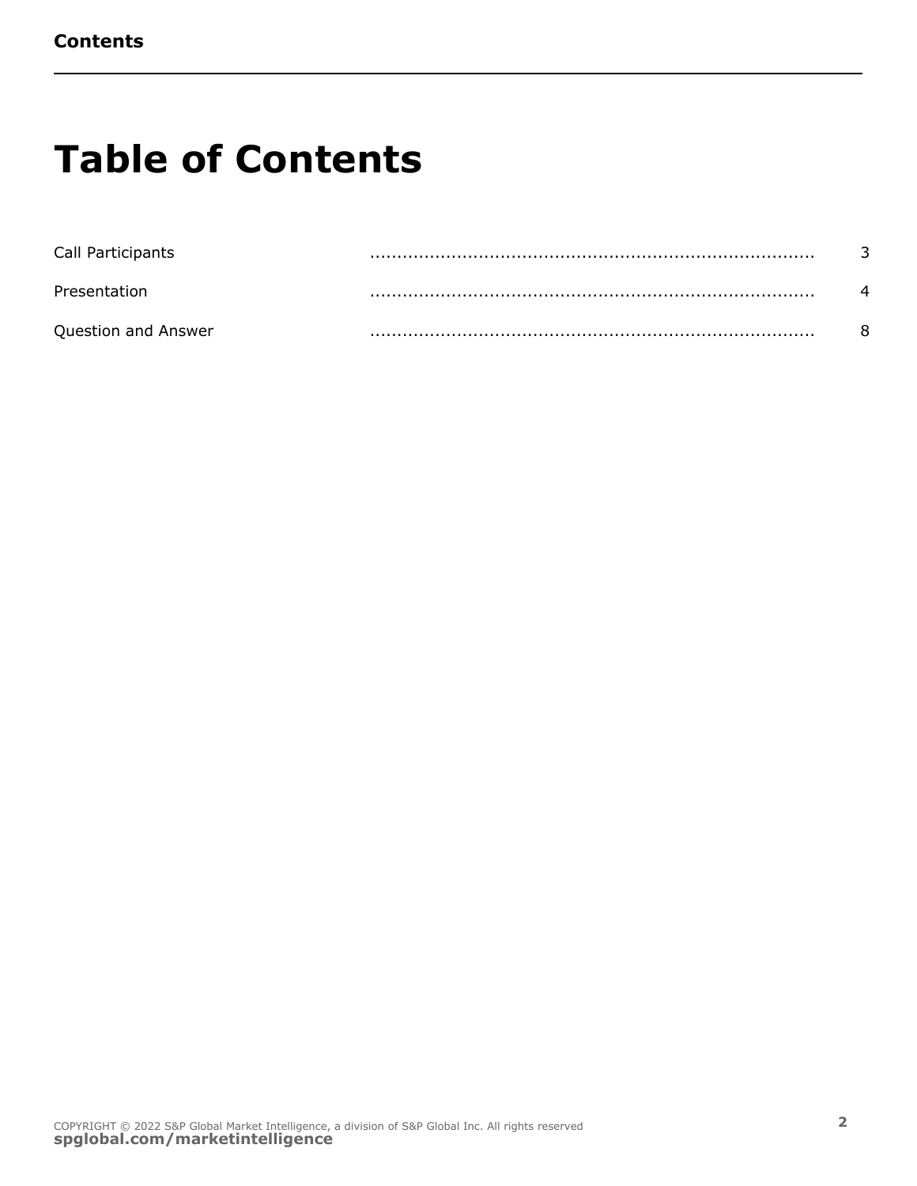# Table of Contents

| | |
|---|---|
| Call Participants | 3 |
| Presentation | 4 |
| Question and Answer | 8 |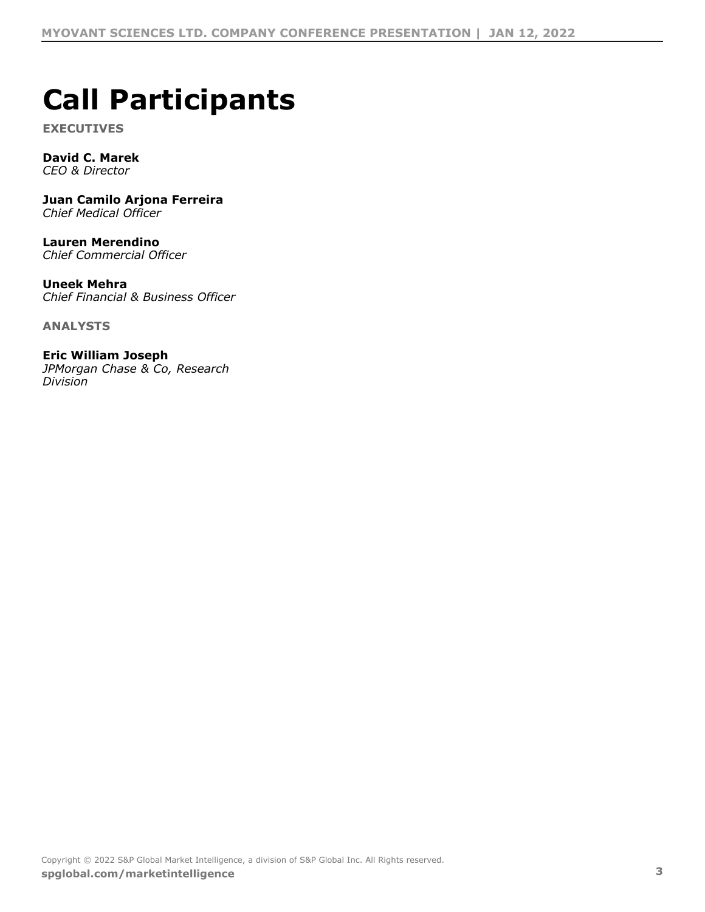# Call Participants

**EXECUTIVES**

**David C. Marek**
*CEO & Director*

**Juan Camilo Arjona Ferreira**
*Chief Medical Officer*

**Lauren Merendino**
*Chief Commercial Officer*

**Uneek Mehra**
*Chief Financial & Business Officer*

**ANALYSTS**

**Eric William Joseph**
*JPMorgan Chase & Co, Research Division*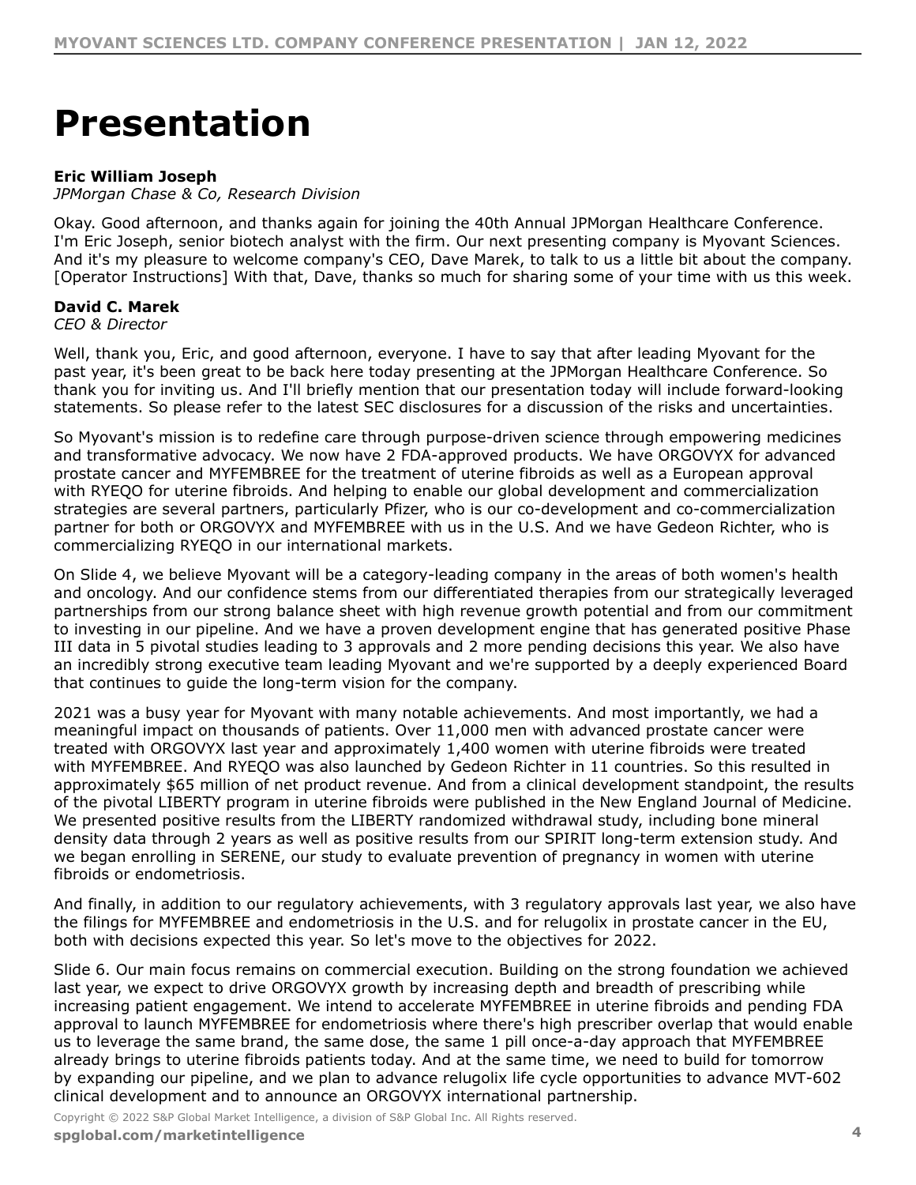# Presentation

**Eric William Joseph**
*JPMorgan Chase & Co, Research Division*

Okay. Good afternoon, and thanks again for joining the 40th Annual JPMorgan Healthcare Conference. I'm Eric Joseph, senior biotech analyst with the firm. Our next presenting company is Myovant Sciences. And it's my pleasure to welcome company's CEO, Dave Marek, to talk to us a little bit about the company. [Operator Instructions] With that, Dave, thanks so much for sharing some of your time with us this week.

**David C. Marek**
*CEO & Director*

Well, thank you, Eric, and good afternoon, everyone. I have to say that after leading Myovant for the past year, it's been great to be back here today presenting at the JPMorgan Healthcare Conference. So thank you for inviting us. And I'll briefly mention that our presentation today will include forward-looking statements. So please refer to the latest SEC disclosures for a discussion of the risks and uncertainties.

So Myovant's mission is to redefine care through purpose-driven science through empowering medicines and transformative advocacy. We now have 2 FDA-approved products. We have ORGOVYX for advanced prostate cancer and MYFEMBREE for the treatment of uterine fibroids as well as a European approval with RYEQO for uterine fibroids. And helping to enable our global development and commercialization strategies are several partners, particularly Pfizer, who is our co-development and co-commercialization partner for both or ORGOVYX and MYFEMBREE with us in the U.S. And we have Gedeon Richter, who is commercializing RYEQO in our international markets.

On Slide 4, we believe Myovant will be a category-leading company in the areas of both women's health and oncology. And our confidence stems from our differentiated therapies from our strategically leveraged partnerships from our strong balance sheet with high revenue growth potential and from our commitment to investing in our pipeline. And we have a proven development engine that has generated positive Phase III data in 5 pivotal studies leading to 3 approvals and 2 more pending decisions this year. We also have an incredibly strong executive team leading Myovant and we're supported by a deeply experienced Board that continues to guide the long-term vision for the company.

2021 was a busy year for Myovant with many notable achievements. And most importantly, we had a meaningful impact on thousands of patients. Over 11,000 men with advanced prostate cancer were treated with ORGOVYX last year and approximately 1,400 women with uterine fibroids were treated with MYFEMBREE. And RYEQO was also launched by Gedeon Richter in 11 countries. So this resulted in approximately $65 million of net product revenue. And from a clinical development standpoint, the results of the pivotal LIBERTY program in uterine fibroids were published in the New England Journal of Medicine. We presented positive results from the LIBERTY randomized withdrawal study, including bone mineral density data through 2 years as well as positive results from our SPIRIT long-term extension study. And we began enrolling in SERENE, our study to evaluate prevention of pregnancy in women with uterine fibroids or endometriosis.

And finally, in addition to our regulatory achievements, with 3 regulatory approvals last year, we also have the filings for MYFEMBREE and endometriosis in the U.S. and for relugolix in prostate cancer in the EU, both with decisions expected this year. So let's move to the objectives for 2022.

Slide 6. Our main focus remains on commercial execution. Building on the strong foundation we achieved last year, we expect to drive ORGOVYX growth by increasing depth and breadth of prescribing while increasing patient engagement. We intend to accelerate MYFEMBREE in uterine fibroids and pending FDA approval to launch MYFEMBREE for endometriosis where there's high prescriber overlap that would enable us to leverage the same brand, the same dose, the same 1 pill once-a-day approach that MYFEMBREE already brings to uterine fibroids patients today. And at the same time, we need to build for tomorrow by expanding our pipeline, and we plan to advance relugolix life cycle opportunities to advance MVT-602 clinical development and to announce an ORGOVYX international partnership.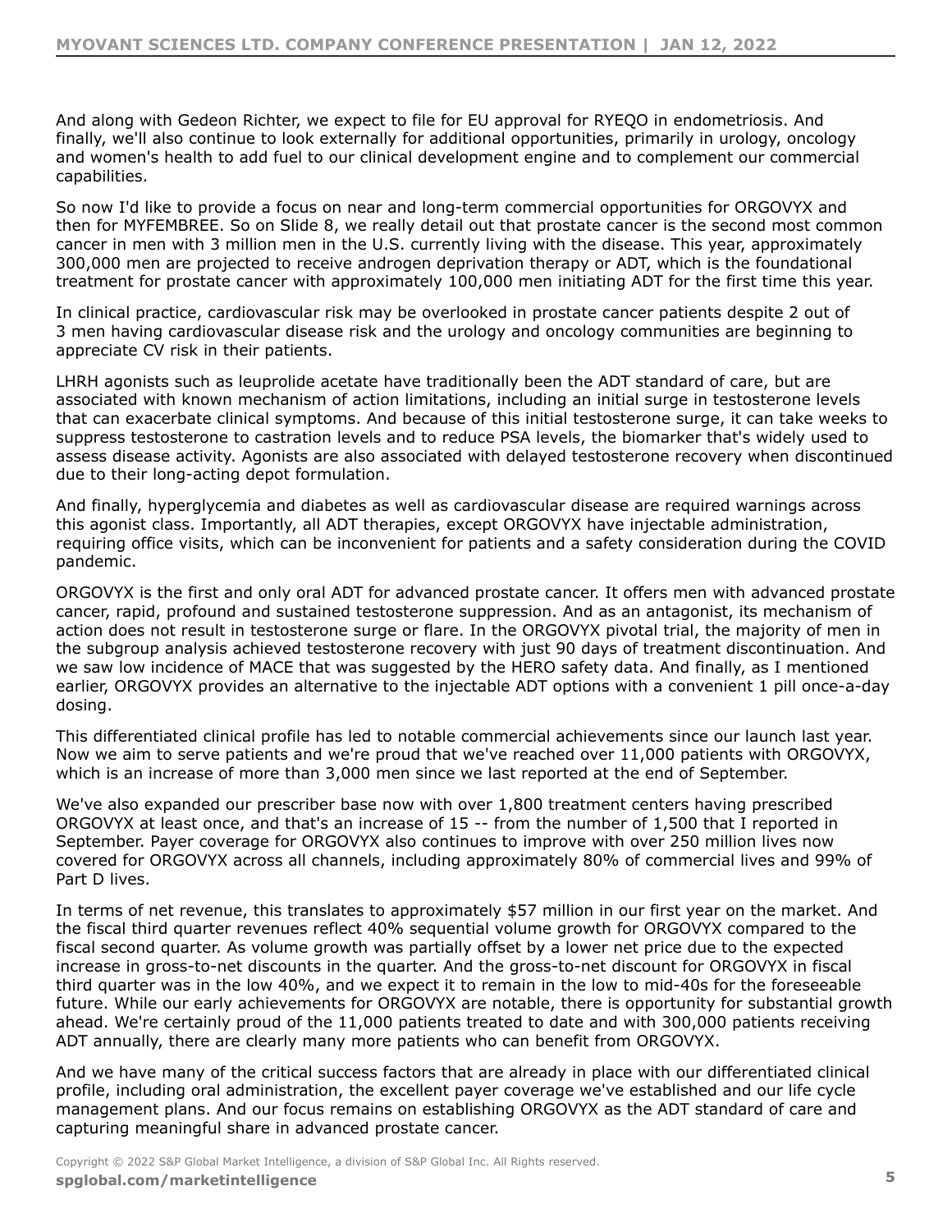And along with Gedeon Richter, we expect to file for EU approval for RYEQO in endometriosis. And finally, we'll also continue to look externally for additional opportunities, primarily in urology, oncology and women's health to add fuel to our clinical development engine and to complement our commercial capabilities.

So now I'd like to provide a focus on near and long-term commercial opportunities for ORGOVYX and then for MYFEMBREE. So on Slide 8, we really detail out that prostate cancer is the second most common cancer in men with 3 million men in the U.S. currently living with the disease. This year, approximately 300,000 men are projected to receive androgen deprivation therapy or ADT, which is the foundational treatment for prostate cancer with approximately 100,000 men initiating ADT for the first time this year.

In clinical practice, cardiovascular risk may be overlooked in prostate cancer patients despite 2 out of 3 men having cardiovascular disease risk and the urology and oncology communities are beginning to appreciate CV risk in their patients.

LHRH agonists such as leuprolide acetate have traditionally been the ADT standard of care, but are associated with known mechanism of action limitations, including an initial surge in testosterone levels that can exacerbate clinical symptoms. And because of this initial testosterone surge, it can take weeks to suppress testosterone to castration levels and to reduce PSA levels, the biomarker that's widely used to assess disease activity. Agonists are also associated with delayed testosterone recovery when discontinued due to their long-acting depot formulation.

And finally, hyperglycemia and diabetes as well as cardiovascular disease are required warnings across this agonist class. Importantly, all ADT therapies, except ORGOVYX have injectable administration, requiring office visits, which can be inconvenient for patients and a safety consideration during the COVID pandemic.

ORGOVYX is the first and only oral ADT for advanced prostate cancer. It offers men with advanced prostate cancer, rapid, profound and sustained testosterone suppression. And as an antagonist, its mechanism of action does not result in testosterone surge or flare. In the ORGOVYX pivotal trial, the majority of men in the subgroup analysis achieved testosterone recovery with just 90 days of treatment discontinuation. And we saw low incidence of MACE that was suggested by the HERO safety data. And finally, as I mentioned earlier, ORGOVYX provides an alternative to the injectable ADT options with a convenient 1 pill once-a-day dosing.

This differentiated clinical profile has led to notable commercial achievements since our launch last year. Now we aim to serve patients and we're proud that we've reached over 11,000 patients with ORGOVYX, which is an increase of more than 3,000 men since we last reported at the end of September.

We've also expanded our prescriber base now with over 1,800 treatment centers having prescribed ORGOVYX at least once, and that's an increase of 15 -- from the number of 1,500 that I reported in September. Payer coverage for ORGOVYX also continues to improve with over 250 million lives now covered for ORGOVYX across all channels, including approximately 80% of commercial lives and 99% of Part D lives.

In terms of net revenue, this translates to approximately $57 million in our first year on the market. And the fiscal third quarter revenues reflect 40% sequential volume growth for ORGOVYX compared to the fiscal second quarter. As volume growth was partially offset by a lower net price due to the expected increase in gross-to-net discounts in the quarter. And the gross-to-net discount for ORGOVYX in fiscal third quarter was in the low 40%, and we expect it to remain in the low to mid-40s for the foreseeable future. While our early achievements for ORGOVYX are notable, there is opportunity for substantial growth ahead. We're certainly proud of the 11,000 patients treated to date and with 300,000 patients receiving ADT annually, there are clearly many more patients who can benefit from ORGOVYX.

And we have many of the critical success factors that are already in place with our differentiated clinical profile, including oral administration, the excellent payer coverage we've established and our life cycle management plans. And our focus remains on establishing ORGOVYX as the ADT standard of care and capturing meaningful share in advanced prostate cancer.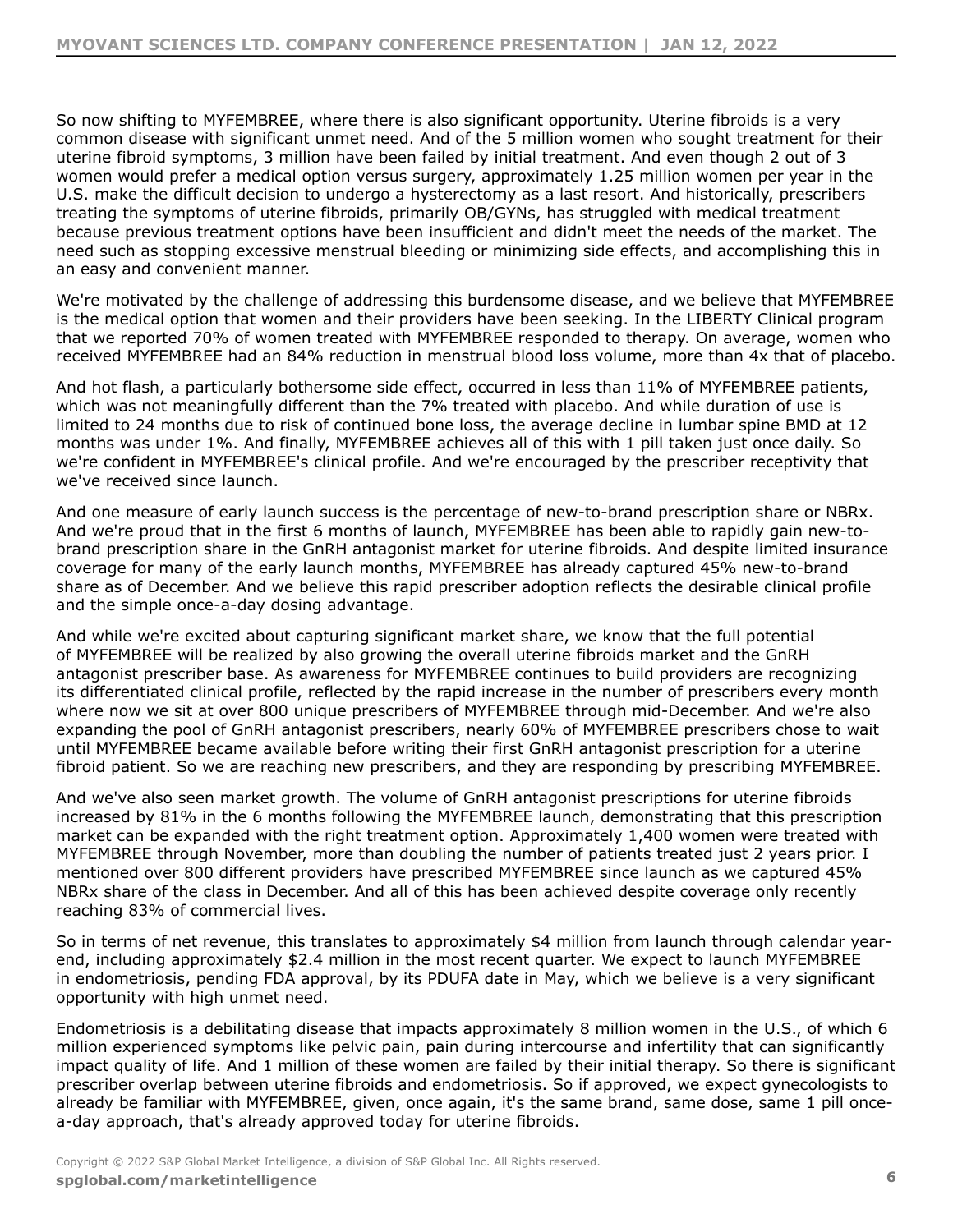So now shifting to MYFEMBREE, where there is also significant opportunity. Uterine fibroids is a very common disease with significant unmet need. And of the 5 million women who sought treatment for their uterine fibroid symptoms, 3 million have been failed by initial treatment. And even though 2 out of 3 women would prefer a medical option versus surgery, approximately 1.25 million women per year in the U.S. make the difficult decision to undergo a hysterectomy as a last resort. And historically, prescribers treating the symptoms of uterine fibroids, primarily OB/GYNs, has struggled with medical treatment because previous treatment options have been insufficient and didn't meet the needs of the market. The need such as stopping excessive menstrual bleeding or minimizing side effects, and accomplishing this in an easy and convenient manner.

We're motivated by the challenge of addressing this burdensome disease, and we believe that MYFEMBREE is the medical option that women and their providers have been seeking. In the LIBERTY Clinical program that we reported 70% of women treated with MYFEMBREE responded to therapy. On average, women who received MYFEMBREE had an 84% reduction in menstrual blood loss volume, more than 4x that of placebo.

And hot flash, a particularly bothersome side effect, occurred in less than 11% of MYFEMBREE patients, which was not meaningfully different than the 7% treated with placebo. And while duration of use is limited to 24 months due to risk of continued bone loss, the average decline in lumbar spine BMD at 12 months was under 1%. And finally, MYFEMBREE achieves all of this with 1 pill taken just once daily. So we're confident in MYFEMBREE's clinical profile. And we're encouraged by the prescriber receptivity that we've received since launch.

And one measure of early launch success is the percentage of new-to-brand prescription share or NBRx. And we're proud that in the first 6 months of launch, MYFEMBREE has been able to rapidly gain new-to-brand prescription share in the GnRH antagonist market for uterine fibroids. And despite limited insurance coverage for many of the early launch months, MYFEMBREE has already captured 45% new-to-brand share as of December. And we believe this rapid prescriber adoption reflects the desirable clinical profile and the simple once-a-day dosing advantage.

And while we're excited about capturing significant market share, we know that the full potential of MYFEMBREE will be realized by also growing the overall uterine fibroids market and the GnRH antagonist prescriber base. As awareness for MYFEMBREE continues to build providers are recognizing its differentiated clinical profile, reflected by the rapid increase in the number of prescribers every month where now we sit at over 800 unique prescribers of MYFEMBREE through mid-December. And we're also expanding the pool of GnRH antagonist prescribers, nearly 60% of MYFEMBREE prescribers chose to wait until MYFEMBREE became available before writing their first GnRH antagonist prescription for a uterine fibroid patient. So we are reaching new prescribers, and they are responding by prescribing MYFEMBREE.

And we've also seen market growth. The volume of GnRH antagonist prescriptions for uterine fibroids increased by 81% in the 6 months following the MYFEMBREE launch, demonstrating that this prescription market can be expanded with the right treatment option. Approximately 1,400 women were treated with MYFEMBREE through November, more than doubling the number of patients treated just 2 years prior. I mentioned over 800 different providers have prescribed MYFEMBREE since launch as we captured 45% NBRx share of the class in December. And all of this has been achieved despite coverage only recently reaching 83% of commercial lives.

So in terms of net revenue, this translates to approximately $4 million from launch through calendar year-end, including approximately $2.4 million in the most recent quarter. We expect to launch MYFEMBREE in endometriosis, pending FDA approval, by its PDUFA date in May, which we believe is a very significant opportunity with high unmet need.

Endometriosis is a debilitating disease that impacts approximately 8 million women in the U.S., of which 6 million experienced symptoms like pelvic pain, pain during intercourse and infertility that can significantly impact quality of life. And 1 million of these women are failed by their initial therapy. So there is significant prescriber overlap between uterine fibroids and endometriosis. So if approved, we expect gynecologists to already be familiar with MYFEMBREE, given, once again, it's the same brand, same dose, same 1 pill once-a-day approach, that's already approved today for uterine fibroids.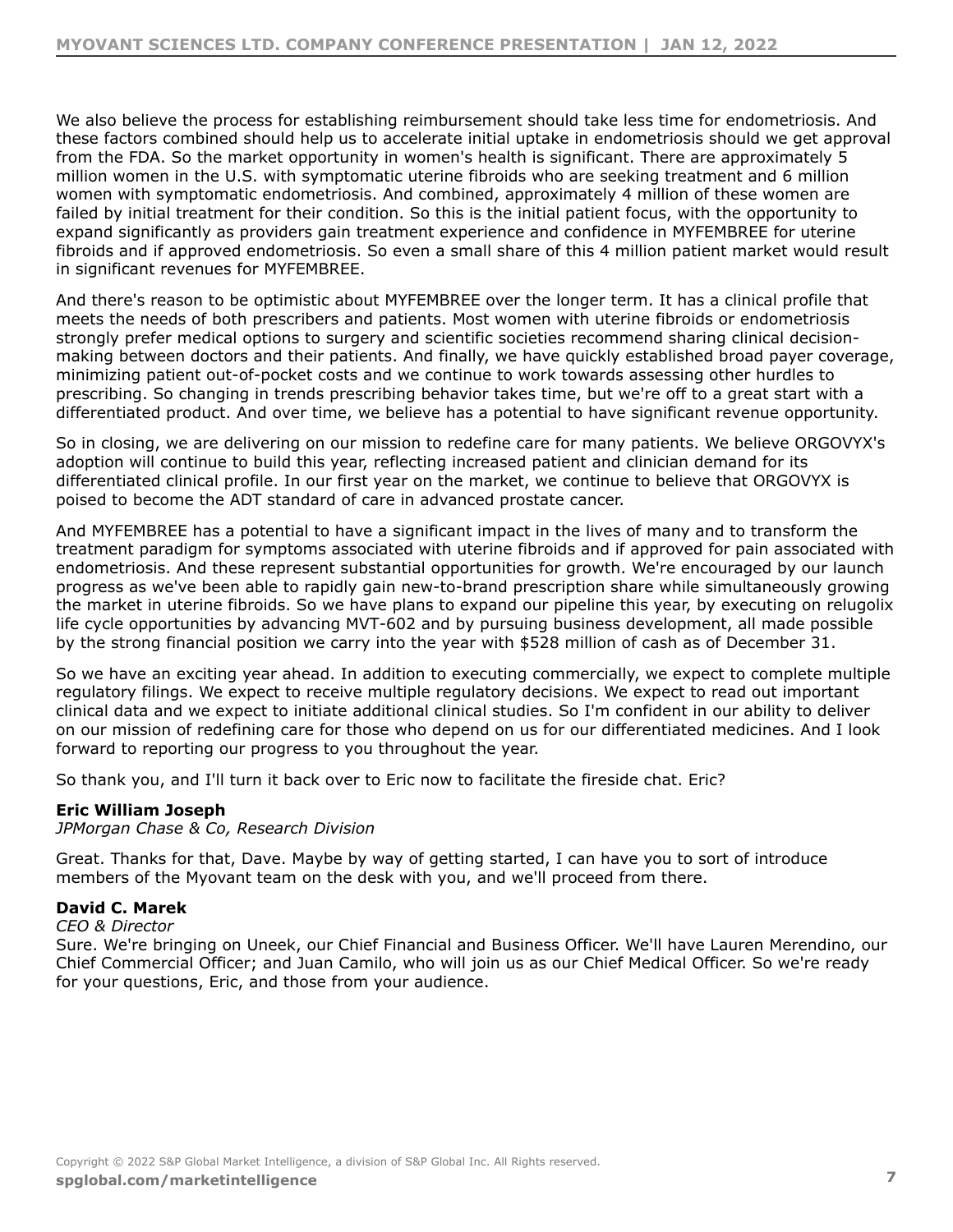We also believe the process for establishing reimbursement should take less time for endometriosis. And these factors combined should help us to accelerate initial uptake in endometriosis should we get approval from the FDA. So the market opportunity in women's health is significant. There are approximately 5 million women in the U.S. with symptomatic uterine fibroids who are seeking treatment and 6 million women with symptomatic endometriosis. And combined, approximately 4 million of these women are failed by initial treatment for their condition. So this is the initial patient focus, with the opportunity to expand significantly as providers gain treatment experience and confidence in MYFEMBREE for uterine fibroids and if approved endometriosis. So even a small share of this 4 million patient market would result in significant revenues for MYFEMBREE.

And there's reason to be optimistic about MYFEMBREE over the longer term. It has a clinical profile that meets the needs of both prescribers and patients. Most women with uterine fibroids or endometriosis strongly prefer medical options to surgery and scientific societies recommend sharing clinical decision-making between doctors and their patients. And finally, we have quickly established broad payer coverage, minimizing patient out-of-pocket costs and we continue to work towards assessing other hurdles to prescribing. So changing in trends prescribing behavior takes time, but we're off to a great start with a differentiated product. And over time, we believe has a potential to have significant revenue opportunity.

So in closing, we are delivering on our mission to redefine care for many patients. We believe ORGOVYX's adoption will continue to build this year, reflecting increased patient and clinician demand for its differentiated clinical profile. In our first year on the market, we continue to believe that ORGOVYX is poised to become the ADT standard of care in advanced prostate cancer.

And MYFEMBREE has a potential to have a significant impact in the lives of many and to transform the treatment paradigm for symptoms associated with uterine fibroids and if approved for pain associated with endometriosis. And these represent substantial opportunities for growth. We're encouraged by our launch progress as we've been able to rapidly gain new-to-brand prescription share while simultaneously growing the market in uterine fibroids. So we have plans to expand our pipeline this year, by executing on relugolix life cycle opportunities by advancing MVT-602 and by pursuing business development, all made possible by the strong financial position we carry into the year with $528 million of cash as of December 31.

So we have an exciting year ahead. In addition to executing commercially, we expect to complete multiple regulatory filings. We expect to receive multiple regulatory decisions. We expect to read out important clinical data and we expect to initiate additional clinical studies. So I'm confident in our ability to deliver on our mission of redefining care for those who depend on us for our differentiated medicines. And I look forward to reporting our progress to you throughout the year.

So thank you, and I'll turn it back over to Eric now to facilitate the fireside chat. Eric?

**Eric William Joseph**
*JPMorgan Chase & Co, Research Division*

Great. Thanks for that, Dave. Maybe by way of getting started, I can have you to sort of introduce members of the Myovant team on the desk with you, and we'll proceed from there.

**David C. Marek**
*CEO & Director*
Sure. We're bringing on Uneek, our Chief Financial and Business Officer. We'll have Lauren Merendino, our Chief Commercial Officer; and Juan Camilo, who will join us as our Chief Medical Officer. So we're ready for your questions, Eric, and those from your audience.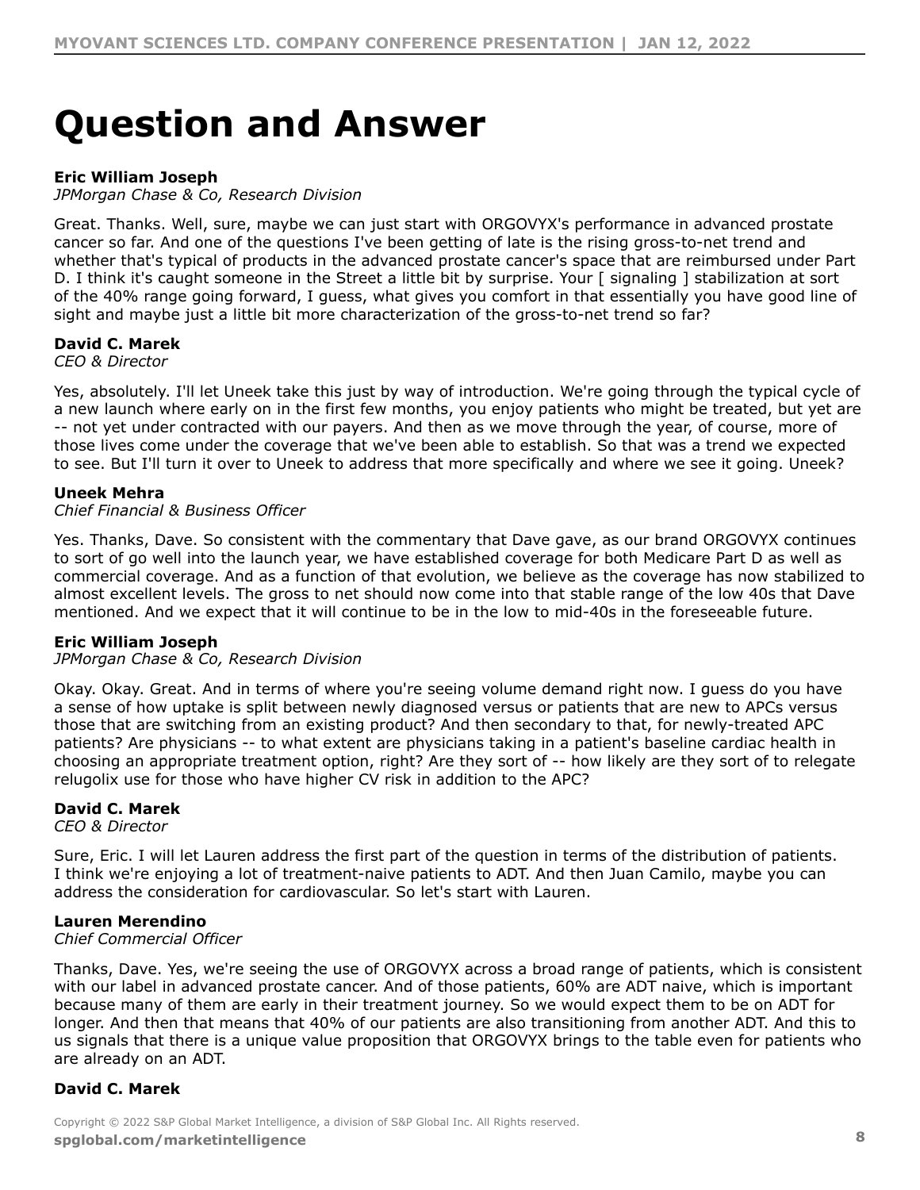# Question and Answer

**Eric William Joseph**
*JPMorgan Chase & Co, Research Division*

Great. Thanks. Well, sure, maybe we can just start with ORGOVYX's performance in advanced prostate cancer so far. And one of the questions I've been getting of late is the rising gross-to-net trend and whether that's typical of products in the advanced prostate cancer's space that are reimbursed under Part D. I think it's caught someone in the Street a little bit by surprise. Your [ signaling ] stabilization at sort of the 40% range going forward, I guess, what gives you comfort in that essentially you have good line of sight and maybe just a little bit more characterization of the gross-to-net trend so far?

**David C. Marek**
*CEO & Director*

Yes, absolutely. I'll let Uneek take this just by way of introduction. We're going through the typical cycle of a new launch where early on in the first few months, you enjoy patients who might be treated, but yet are -- not yet under contracted with our payers. And then as we move through the year, of course, more of those lives come under the coverage that we've been able to establish. So that was a trend we expected to see. But I'll turn it over to Uneek to address that more specifically and where we see it going. Uneek?

**Uneek Mehra**
*Chief Financial & Business Officer*

Yes. Thanks, Dave. So consistent with the commentary that Dave gave, as our brand ORGOVYX continues to sort of go well into the launch year, we have established coverage for both Medicare Part D as well as commercial coverage. And as a function of that evolution, we believe as the coverage has now stabilized to almost excellent levels. The gross to net should now come into that stable range of the low 40s that Dave mentioned. And we expect that it will continue to be in the low to mid-40s in the foreseeable future.

**Eric William Joseph**
*JPMorgan Chase & Co, Research Division*

Okay. Okay. Great. And in terms of where you're seeing volume demand right now. I guess do you have a sense of how uptake is split between newly diagnosed versus or patients that are new to APCs versus those that are switching from an existing product? And then secondary to that, for newly-treated APC patients? Are physicians -- to what extent are physicians taking in a patient's baseline cardiac health in choosing an appropriate treatment option, right? Are they sort of -- how likely are they sort of to relegate relugolix use for those who have higher CV risk in addition to the APC?

**David C. Marek**
*CEO & Director*

Sure, Eric. I will let Lauren address the first part of the question in terms of the distribution of patients. I think we're enjoying a lot of treatment-naive patients to ADT. And then Juan Camilo, maybe you can address the consideration for cardiovascular. So let's start with Lauren.

**Lauren Merendino**
*Chief Commercial Officer*

Thanks, Dave. Yes, we're seeing the use of ORGOVYX across a broad range of patients, which is consistent with our label in advanced prostate cancer. And of those patients, 60% are ADT naive, which is important because many of them are early in their treatment journey. So we would expect them to be on ADT for longer. And then that means that 40% of our patients are also transitioning from another ADT. And this to us signals that there is a unique value proposition that ORGOVYX brings to the table even for patients who are already on an ADT.

**David C. Marek**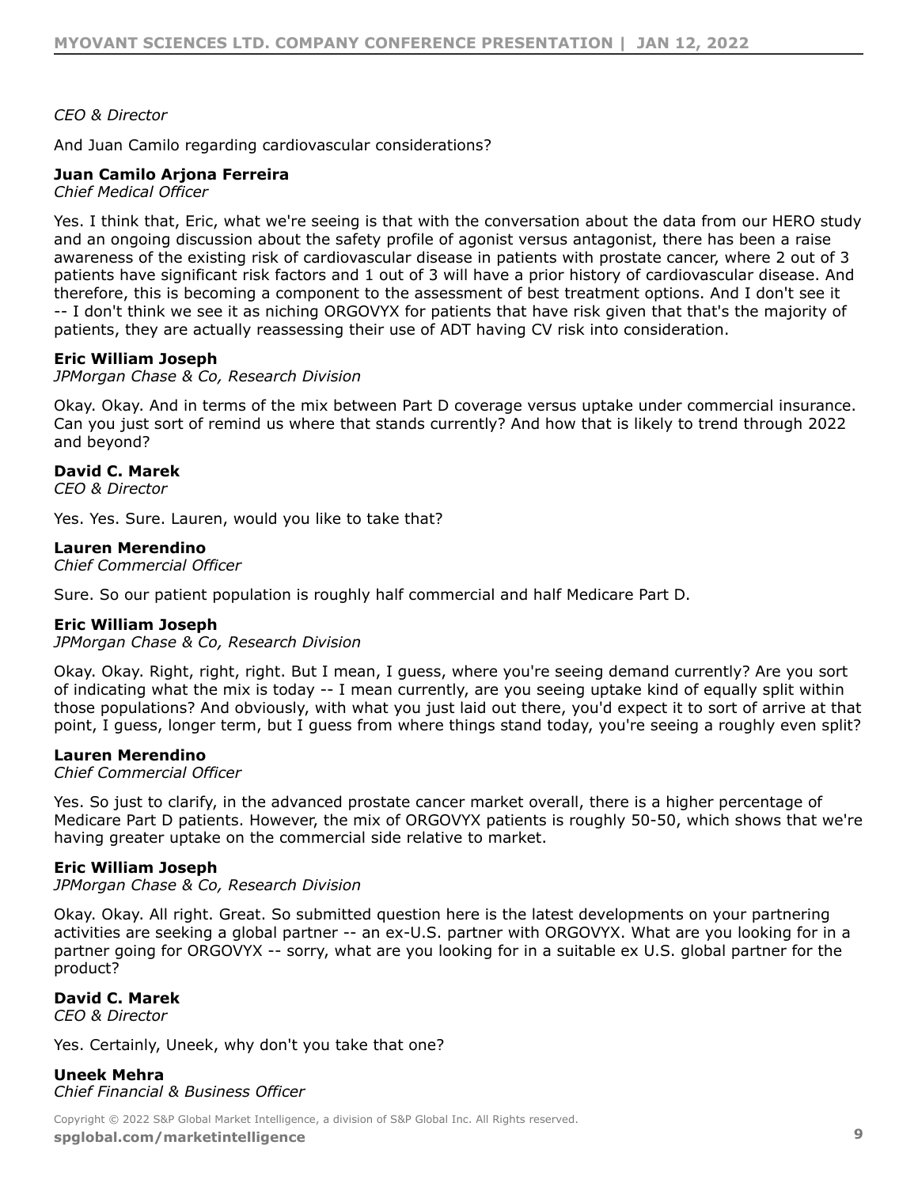*CEO & Director*

And Juan Camilo regarding cardiovascular considerations?

**Juan Camilo Arjona Ferreira**
*Chief Medical Officer*

Yes. I think that, Eric, what we're seeing is that with the conversation about the data from our HERO study and an ongoing discussion about the safety profile of agonist versus antagonist, there has been a raise awareness of the existing risk of cardiovascular disease in patients with prostate cancer, where 2 out of 3 patients have significant risk factors and 1 out of 3 will have a prior history of cardiovascular disease. And therefore, this is becoming a component to the assessment of best treatment options. And I don't see it -- I don't think we see it as niching ORGOVYX for patients that have risk given that that's the majority of patients, they are actually reassessing their use of ADT having CV risk into consideration.

**Eric William Joseph**
*JPMorgan Chase & Co, Research Division*

Okay. Okay. And in terms of the mix between Part D coverage versus uptake under commercial insurance. Can you just sort of remind us where that stands currently? And how that is likely to trend through 2022 and beyond?

**David C. Marek**
*CEO & Director*

Yes. Yes. Sure. Lauren, would you like to take that?

**Lauren Merendino**
*Chief Commercial Officer*

Sure. So our patient population is roughly half commercial and half Medicare Part D.

**Eric William Joseph**
*JPMorgan Chase & Co, Research Division*

Okay. Okay. Right, right, right. But I mean, I guess, where you're seeing demand currently? Are you sort of indicating what the mix is today -- I mean currently, are you seeing uptake kind of equally split within those populations? And obviously, with what you just laid out there, you'd expect it to sort of arrive at that point, I guess, longer term, but I guess from where things stand today, you're seeing a roughly even split?

**Lauren Merendino**
*Chief Commercial Officer*

Yes. So just to clarify, in the advanced prostate cancer market overall, there is a higher percentage of Medicare Part D patients. However, the mix of ORGOVYX patients is roughly 50-50, which shows that we're having greater uptake on the commercial side relative to market.

**Eric William Joseph**
*JPMorgan Chase & Co, Research Division*

Okay. Okay. All right. Great. So submitted question here is the latest developments on your partnering activities are seeking a global partner -- an ex-U.S. partner with ORGOVYX. What are you looking for in a partner going for ORGOVYX -- sorry, what are you looking for in a suitable ex U.S. global partner for the product?

**David C. Marek**
*CEO & Director*

Yes. Certainly, Uneek, why don't you take that one?

**Uneek Mehra**
*Chief Financial & Business Officer*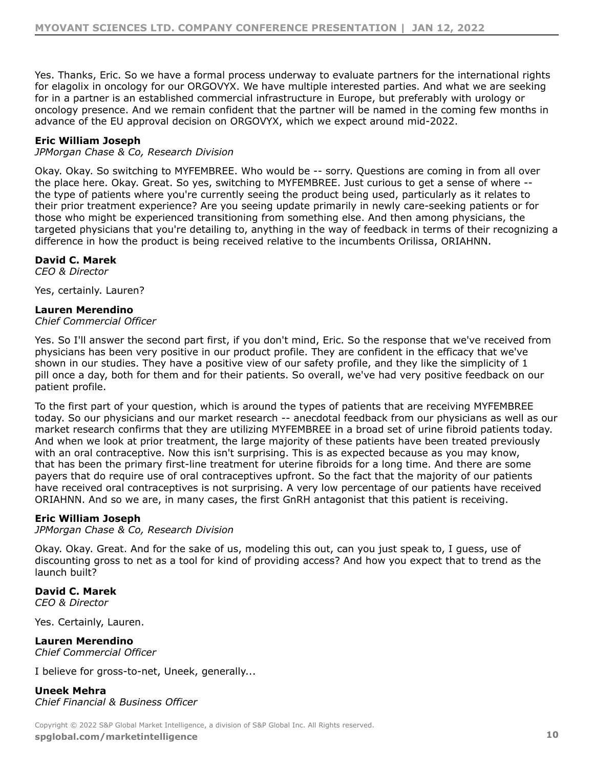Yes. Thanks, Eric. So we have a formal process underway to evaluate partners for the international rights for elagolix in oncology for our ORGOVYX. We have multiple interested parties. And what we are seeking for in a partner is an established commercial infrastructure in Europe, but preferably with urology or oncology presence. And we remain confident that the partner will be named in the coming few months in advance of the EU approval decision on ORGOVYX, which we expect around mid-2022.

**Eric William Joseph**
*JPMorgan Chase & Co, Research Division*

Okay. Okay. So switching to MYFEMBREE. Who would be -- sorry. Questions are coming in from all over the place here. Okay. Great. So yes, switching to MYFEMBREE. Just curious to get a sense of where -- the type of patients where you're currently seeing the product being used, particularly as it relates to their prior treatment experience? Are you seeing update primarily in newly care-seeking patients or for those who might be experienced transitioning from something else. And then among physicians, the targeted physicians that you're detailing to, anything in the way of feedback in terms of their recognizing a difference in how the product is being received relative to the incumbents Orilissa, ORIAHNN.

**David C. Marek**
*CEO & Director*

Yes, certainly. Lauren?

**Lauren Merendino**
*Chief Commercial Officer*

Yes. So I'll answer the second part first, if you don't mind, Eric. So the response that we've received from physicians has been very positive in our product profile. They are confident in the efficacy that we've shown in our studies. They have a positive view of our safety profile, and they like the simplicity of 1 pill once a day, both for them and for their patients. So overall, we've had very positive feedback on our patient profile.

To the first part of your question, which is around the types of patients that are receiving MYFEMBREE today. So our physicians and our market research -- anecdotal feedback from our physicians as well as our market research confirms that they are utilizing MYFEMBREE in a broad set of urine fibroid patients today. And when we look at prior treatment, the large majority of these patients have been treated previously with an oral contraceptive. Now this isn't surprising. This is as expected because as you may know, that has been the primary first-line treatment for uterine fibroids for a long time. And there are some payers that do require use of oral contraceptives upfront. So the fact that the majority of our patients have received oral contraceptives is not surprising. A very low percentage of our patients have received ORIAHNN. And so we are, in many cases, the first GnRH antagonist that this patient is receiving.

**Eric William Joseph**
*JPMorgan Chase & Co, Research Division*

Okay. Okay. Great. And for the sake of us, modeling this out, can you just speak to, I guess, use of discounting gross to net as a tool for kind of providing access? And how you expect that to trend as the launch built?

**David C. Marek**
*CEO & Director*

Yes. Certainly, Lauren.

**Lauren Merendino**
*Chief Commercial Officer*

I believe for gross-to-net, Uneek, generally...

**Uneek Mehra**
*Chief Financial & Business Officer*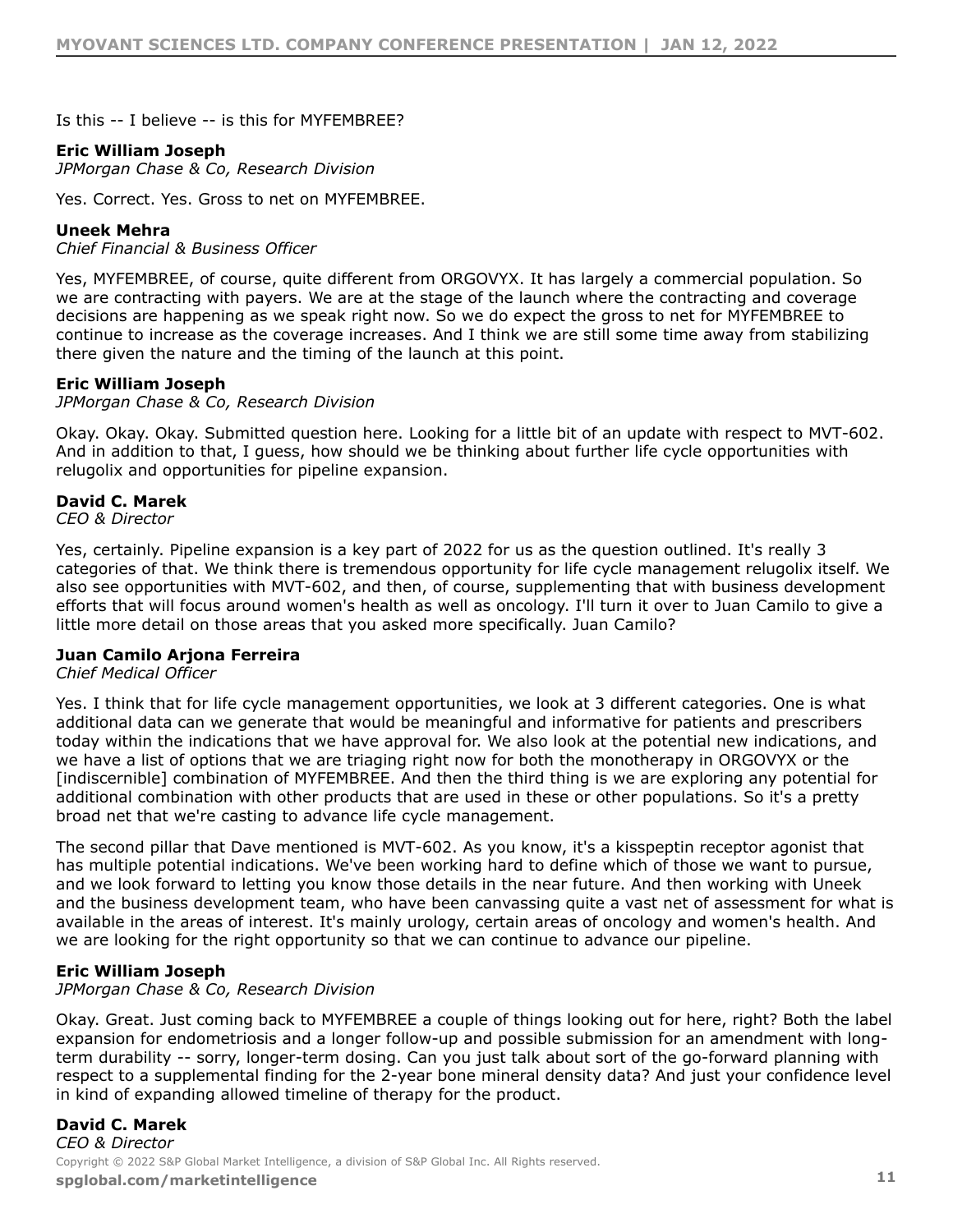Is this -- I believe -- is this for MYFEMBREE?

**Eric William Joseph**
*JPMorgan Chase & Co, Research Division*

Yes. Correct. Yes. Gross to net on MYFEMBREE.

**Uneek Mehra**
*Chief Financial & Business Officer*

Yes, MYFEMBREE, of course, quite different from ORGOVYX. It has largely a commercial population. So we are contracting with payers. We are at the stage of the launch where the contracting and coverage decisions are happening as we speak right now. So we do expect the gross to net for MYFEMBREE to continue to increase as the coverage increases. And I think we are still some time away from stabilizing there given the nature and the timing of the launch at this point.

**Eric William Joseph**
*JPMorgan Chase & Co, Research Division*

Okay. Okay. Okay. Submitted question here. Looking for a little bit of an update with respect to MVT-602. And in addition to that, I guess, how should we be thinking about further life cycle opportunities with relugolix and opportunities for pipeline expansion.

**David C. Marek**
*CEO & Director*

Yes, certainly. Pipeline expansion is a key part of 2022 for us as the question outlined. It's really 3 categories of that. We think there is tremendous opportunity for life cycle management relugolix itself. We also see opportunities with MVT-602, and then, of course, supplementing that with business development efforts that will focus around women's health as well as oncology. I'll turn it over to Juan Camilo to give a little more detail on those areas that you asked more specifically. Juan Camilo?

**Juan Camilo Arjona Ferreira**
*Chief Medical Officer*

Yes. I think that for life cycle management opportunities, we look at 3 different categories. One is what additional data can we generate that would be meaningful and informative for patients and prescribers today within the indications that we have approval for. We also look at the potential new indications, and we have a list of options that we are triaging right now for both the monotherapy in ORGOVYX or the [indiscernible] combination of MYFEMBREE. And then the third thing is we are exploring any potential for additional combination with other products that are used in these or other populations. So it's a pretty broad net that we're casting to advance life cycle management.

The second pillar that Dave mentioned is MVT-602. As you know, it's a kisspeptin receptor agonist that has multiple potential indications. We've been working hard to define which of those we want to pursue, and we look forward to letting you know those details in the near future. And then working with Uneek and the business development team, who have been canvassing quite a vast net of assessment for what is available in the areas of interest. It's mainly urology, certain areas of oncology and women's health. And we are looking for the right opportunity so that we can continue to advance our pipeline.

**Eric William Joseph**
*JPMorgan Chase & Co, Research Division*

Okay. Great. Just coming back to MYFEMBREE a couple of things looking out for here, right? Both the label expansion for endometriosis and a longer follow-up and possible submission for an amendment with long-term durability -- sorry, longer-term dosing. Can you just talk about sort of the go-forward planning with respect to a supplemental finding for the 2-year bone mineral density data? And just your confidence level in kind of expanding allowed timeline of therapy for the product.

**David C. Marek**
*CEO & Director*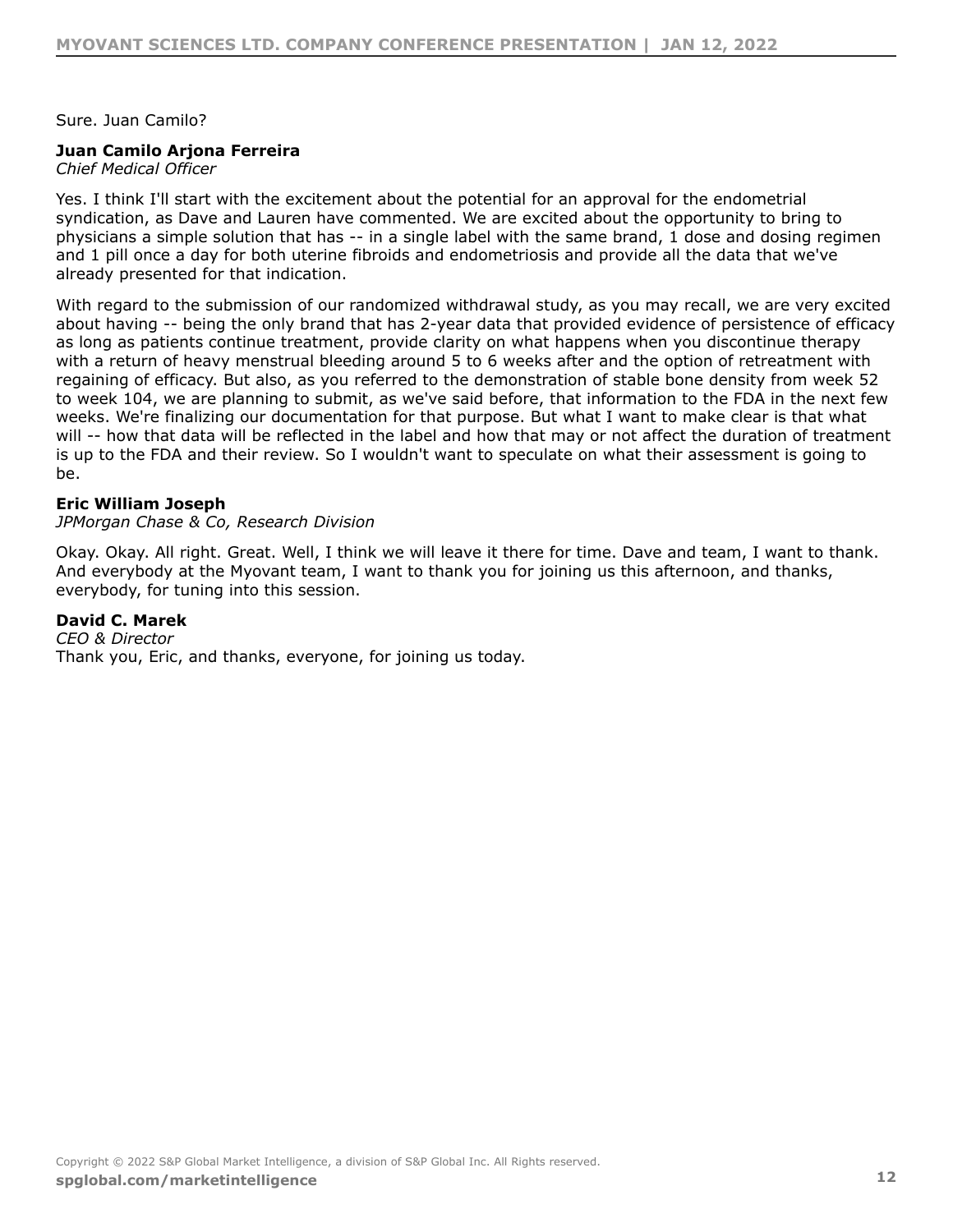Sure. Juan Camilo?

**Juan Camilo Arjona Ferreira**
*Chief Medical Officer*

Yes. I think I'll start with the excitement about the potential for an approval for the endometrial syndication, as Dave and Lauren have commented. We are excited about the opportunity to bring to physicians a simple solution that has -- in a single label with the same brand, 1 dose and dosing regimen and 1 pill once a day for both uterine fibroids and endometriosis and provide all the data that we've already presented for that indication.

With regard to the submission of our randomized withdrawal study, as you may recall, we are very excited about having -- being the only brand that has 2-year data that provided evidence of persistence of efficacy as long as patients continue treatment, provide clarity on what happens when you discontinue therapy with a return of heavy menstrual bleeding around 5 to 6 weeks after and the option of retreatment with regaining of efficacy. But also, as you referred to the demonstration of stable bone density from week 52 to week 104, we are planning to submit, as we've said before, that information to the FDA in the next few weeks. We're finalizing our documentation for that purpose. But what I want to make clear is that what will -- how that data will be reflected in the label and how that may or not affect the duration of treatment is up to the FDA and their review. So I wouldn't want to speculate on what their assessment is going to be.

**Eric William Joseph**
*JPMorgan Chase & Co, Research Division*

Okay. Okay. All right. Great. Well, I think we will leave it there for time. Dave and team, I want to thank. And everybody at the Myovant team, I want to thank you for joining us this afternoon, and thanks, everybody, for tuning into this session.

**David C. Marek**
*CEO & Director*
Thank you, Eric, and thanks, everyone, for joining us today.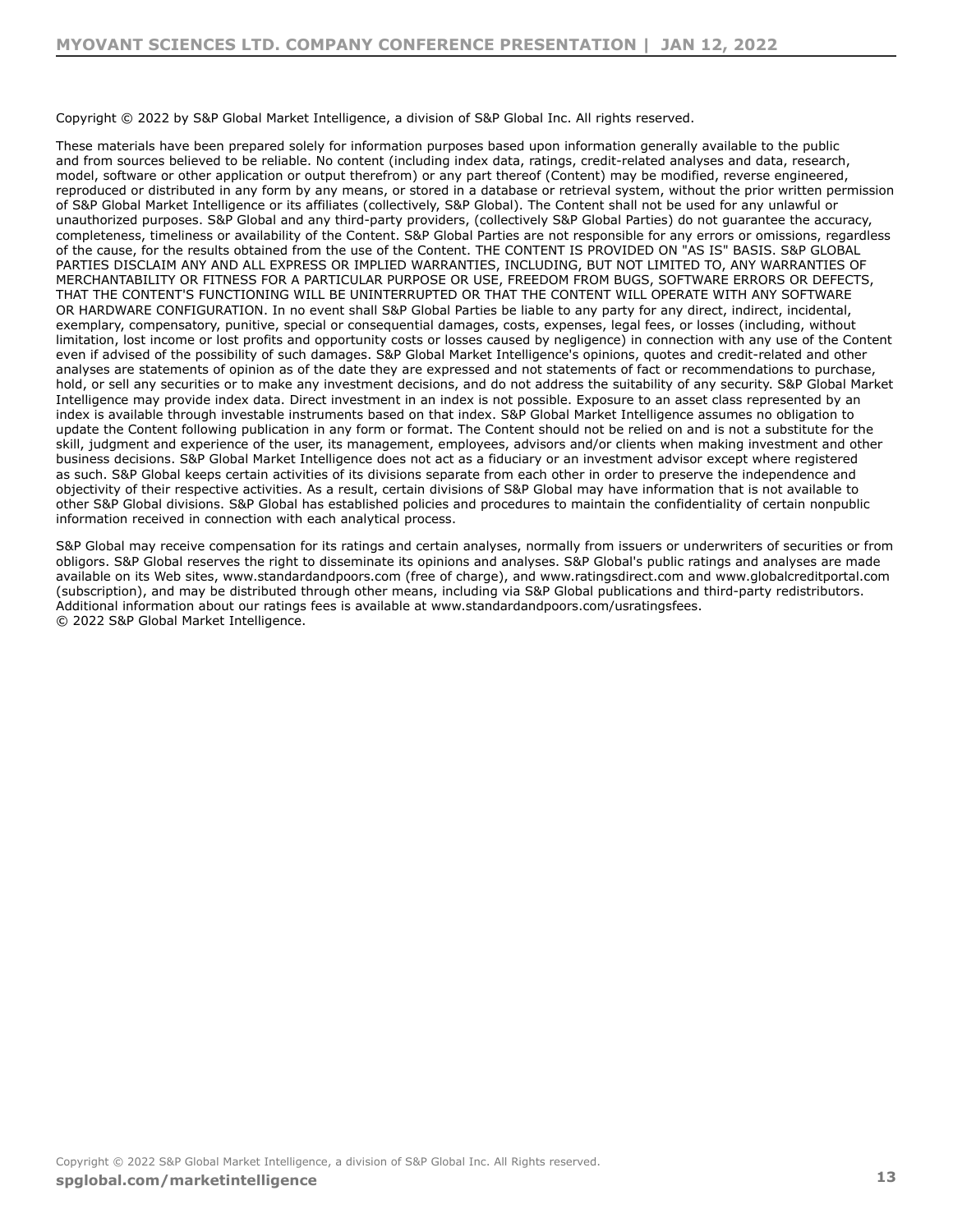Copyright © 2022 by S&P Global Market Intelligence, a division of S&P Global Inc. All rights reserved.

These materials have been prepared solely for information purposes based upon information generally available to the public and from sources believed to be reliable. No content (including index data, ratings, credit-related analyses and data, research, model, software or other application or output therefrom) or any part thereof (Content) may be modified, reverse engineered, reproduced or distributed in any form by any means, or stored in a database or retrieval system, without the prior written permission of S&P Global Market Intelligence or its affiliates (collectively, S&P Global). The Content shall not be used for any unlawful or unauthorized purposes. S&P Global and any third-party providers, (collectively S&P Global Parties) do not guarantee the accuracy, completeness, timeliness or availability of the Content. S&P Global Parties are not responsible for any errors or omissions, regardless of the cause, for the results obtained from the use of the Content. THE CONTENT IS PROVIDED ON "AS IS" BASIS. S&P GLOBAL PARTIES DISCLAIM ANY AND ALL EXPRESS OR IMPLIED WARRANTIES, INCLUDING, BUT NOT LIMITED TO, ANY WARRANTIES OF MERCHANTABILITY OR FITNESS FOR A PARTICULAR PURPOSE OR USE, FREEDOM FROM BUGS, SOFTWARE ERRORS OR DEFECTS, THAT THE CONTENT'S FUNCTIONING WILL BE UNINTERRUPTED OR THAT THE CONTENT WILL OPERATE WITH ANY SOFTWARE OR HARDWARE CONFIGURATION. In no event shall S&P Global Parties be liable to any party for any direct, indirect, incidental, exemplary, compensatory, punitive, special or consequential damages, costs, expenses, legal fees, or losses (including, without limitation, lost income or lost profits and opportunity costs or losses caused by negligence) in connection with any use of the Content even if advised of the possibility of such damages. S&P Global Market Intelligence's opinions, quotes and credit-related and other analyses are statements of opinion as of the date they are expressed and not statements of fact or recommendations to purchase, hold, or sell any securities or to make any investment decisions, and do not address the suitability of any security. S&P Global Market Intelligence may provide index data. Direct investment in an index is not possible. Exposure to an asset class represented by an index is available through investable instruments based on that index. S&P Global Market Intelligence assumes no obligation to update the Content following publication in any form or format. The Content should not be relied on and is not a substitute for the skill, judgment and experience of the user, its management, employees, advisors and/or clients when making investment and other business decisions. S&P Global Market Intelligence does not act as a fiduciary or an investment advisor except where registered as such. S&P Global keeps certain activities of its divisions separate from each other in order to preserve the independence and objectivity of their respective activities. As a result, certain divisions of S&P Global may have information that is not available to other S&P Global divisions. S&P Global has established policies and procedures to maintain the confidentiality of certain nonpublic information received in connection with each analytical process.

S&P Global may receive compensation for its ratings and certain analyses, normally from issuers or underwriters of securities or from obligors. S&P Global reserves the right to disseminate its opinions and analyses. S&P Global's public ratings and analyses are made available on its Web sites, www.standardandpoors.com (free of charge), and www.ratingsdirect.com and www.globalcreditportal.com (subscription), and may be distributed through other means, including via S&P Global publications and third-party redistributors. Additional information about our ratings fees is available at www.standardandpoors.com/usratingsfees.
© 2022 S&P Global Market Intelligence.